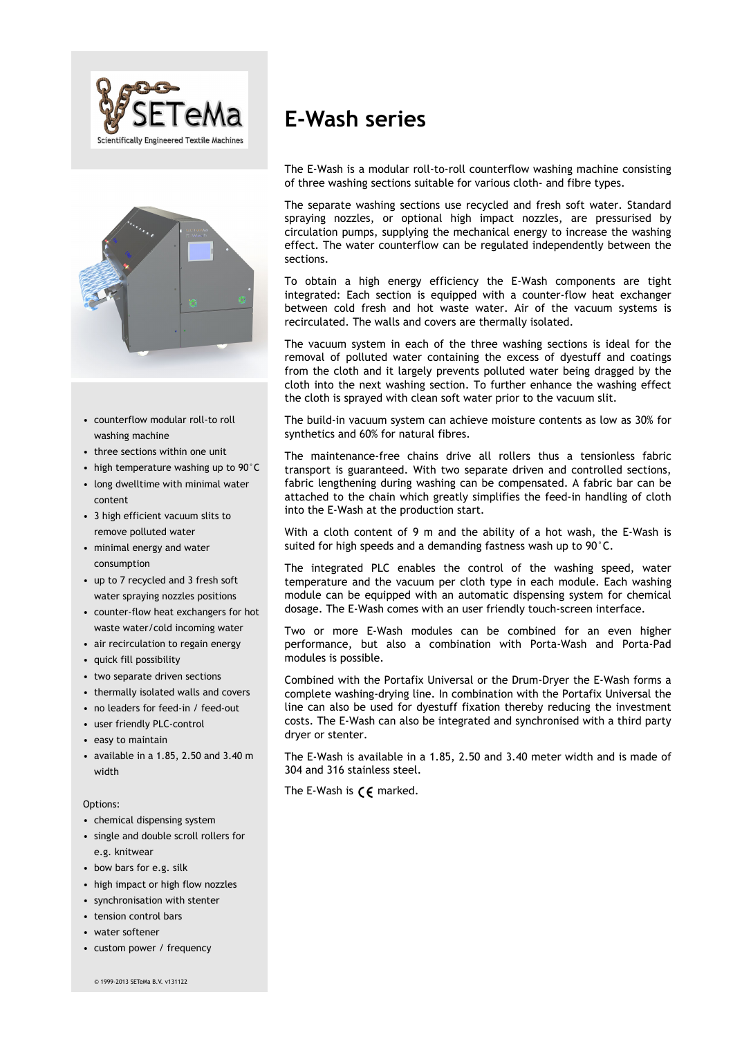# E-Wash series

The E-Wash is a modular roll-to-roll counterflow washing machine consisting of three washing sections suitable for various cloth- and fibre types.

The separate washing sections use recycled and fresh soft water. Standard spraying nozzles, or optional high impact nozzles, are pressurised by circulation pumps, supplying the mechanical energy to increase the washing effect. The water counterflow can be regulated independently between the sections.

To obtain a high energy efficiency the E-Wash components are tight integrated: Each section is equipped with a counter-flow heat exchanger between cold fresh and hot waste water. Air of the vacuum systems is recirculated. The walls and covers are thermally isolated.

The vacuum system in each of the three washing sections is ideal for the removal of polluted water containing the excess of dyestuff and coatings from the cloth and it largely prevents polluted water being dragged by the cloth into the next washing section. To further enhance the washing effect the cloth is sprayed with clean soft water prior to the vacuum slit.

The build-in vacuum system can achieve moisture contents as low as 30% for synthetics and 60% for natural fibres.

The maintenance-free chains drive all rollers thus a tensionless fabric transport is guaranteed. With two separate driven and controlled sections, fabric lengthening during washing can be compensated. A fabric bar can be attached to the chain which greatly simplifies the feed-in handling of cloth into the E-Wash at the production start.

With a cloth content of 9 m and the ability of a hot wash, the E-Wash is suited for high speeds and a demanding fastness wash up to 90°C.

The integrated PLC enables the control of the washing speed, water temperature and the vacuum per cloth type in each module. Each washing module can be equipped with an automatic dispensing system for chemical dosage. The E-Wash comes with an user friendly touch-screen interface.

Two or more E-Wash modules can be combined for an even higher performance, but also a combination with Porta-Wash and Porta-Pad modules is possible.

Combined with the Portafix Universal or the Drum-Dryer the E-Wash forms a complete washing-drying line. In combination with the Portafix Universal the line can also be used for dyestuff fixation thereby reducing the investment costs. The E-Wash can also be integrated and synchronised with a third party dryer or stenter.

The E-Wash is available in a 1.85, 2.50 and 3.40 meter width and is made of 304 and 316 stainless steel.

The E-Wash is CE marked.

- counterflow modular roll-to roll washing machine
- three sections within one unit
- high temperature washing up to 90°C
- long dwelltime with minimal water content
- 3 high efficient vacuum slits to remove polluted water
- minimal energy and water consumption
- up to 7 recycled and 3 fresh soft water spraying nozzles positions
- counter-flow heat exchangers for hot waste water/cold incoming water
- air recirculation to regain energy
- quick fill possibility
- two separate driven sections
- thermally isolated walls and covers
- no leaders for feed-in / feed-out
- user friendly PLC-control
- easy to maintain
- available in a 1.85, 2.50 and 3.40 m width

Options:

- chemical dispensing system
- single and double scroll rollers for e.g. knitwear
- bow bars for e.g. silk
- high impact or high flow nozzles
- synchronisation with stenter
- tension control bars
- water softener
- custom power / frequency

© 1999-2013 SETeMa B.V. v131122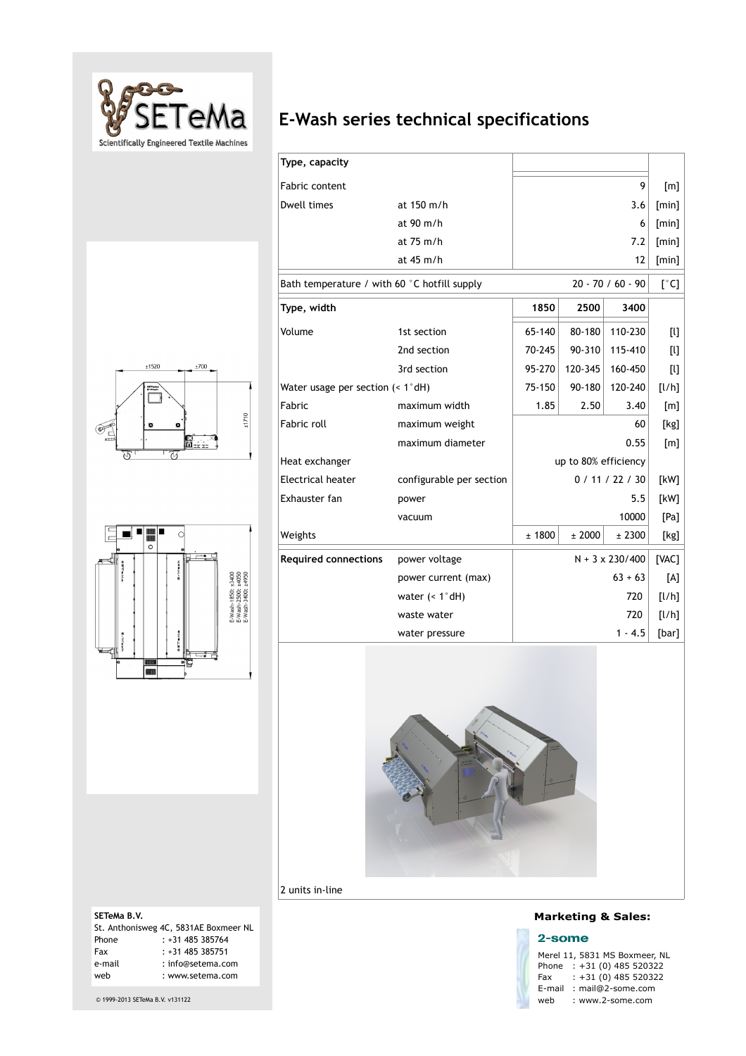SETeMa
Scientifically Engineered Textile Machines

# E-Wash series technical specifications

| | | | | | |
|---|---|---|---|---|---|
| **Type, capacity** | | | | | |
| Fabric content | | | | 9 | [m] |
| Dwell times | at 150 m/h | | | 3.6 | [min] |
| | at 90 m/h | | | 6 | [min] |
| | at 75 m/h | | | 7.2 | [min] |
| | at 45 m/h | | | 12 | [min] |
| Bath temperature / with 60 °C hotfill supply | | | | 20 - 70 / 60 - 90 | [°C] |
| **Type, width** | | **1850** | **2500** | **3400** | |
| Volume | 1st section | 65-140 | 80-180 | 110-230 | [l] |
| | 2nd section | 70-245 | 90-310 | 115-410 | [l] |
| | 3rd section | 95-270 | 120-345 | 160-450 | [l] |
| Water usage per section (< 1°dH) | | 75-150 | 90-180 | 120-240 | [l/h] |
| Fabric | maximum width | 1.85 | 2.50 | 3.40 | [m] |
| Fabric roll | maximum weight | | | 60 | [kg] |
| | maximum diameter | | | 0.55 | [m] |
| Heat exchanger | | | | up to 80% efficiency | |
| Electrical heater | configurable per section | | | 0 / 11 / 22 / 30 | [kW] |
| Exhauster fan | power | | | 5.5 | [kW] |
| | vacuum | | | 10000 | [Pa] |
| Weights | | ± 1800 | ± 2000 | ± 2300 | [kg] |
| **Required connections** | power voltage | | | N + 3 x 230/400 | [VAC] |
| | power current (max) | | | 63 + 63 | [A] |
| | water (< 1°dH) | | | 720 | [l/h] |
| | waste water | | | 720 | [l/h] |
| | water pressure | | | 1 - 4.5 | [bar] |

±1520
±700
±1710
E-Wash-1850: ±3400
E-Wash-2500: ±4050
E-Wash-3400: ±4950

2 units in-line

**SETeMa B.V.**
St. Anthonisweg 4C, 5831AE Boxmeer NL
Phone : +31 485 385764
Fax : +31 485 385751
e-mail : info@setema.com
web : www.setema.com

© 1999-2013 SETeMa B.V. v131122

**Marketing & Sales:**

**2-some**
Merel 11, 5831 MS Boxmeer, NL
Phone : +31 (0) 485 520322
Fax : +31 (0) 485 520322
E-mail : mail@2-some.com
web : www.2-some.com